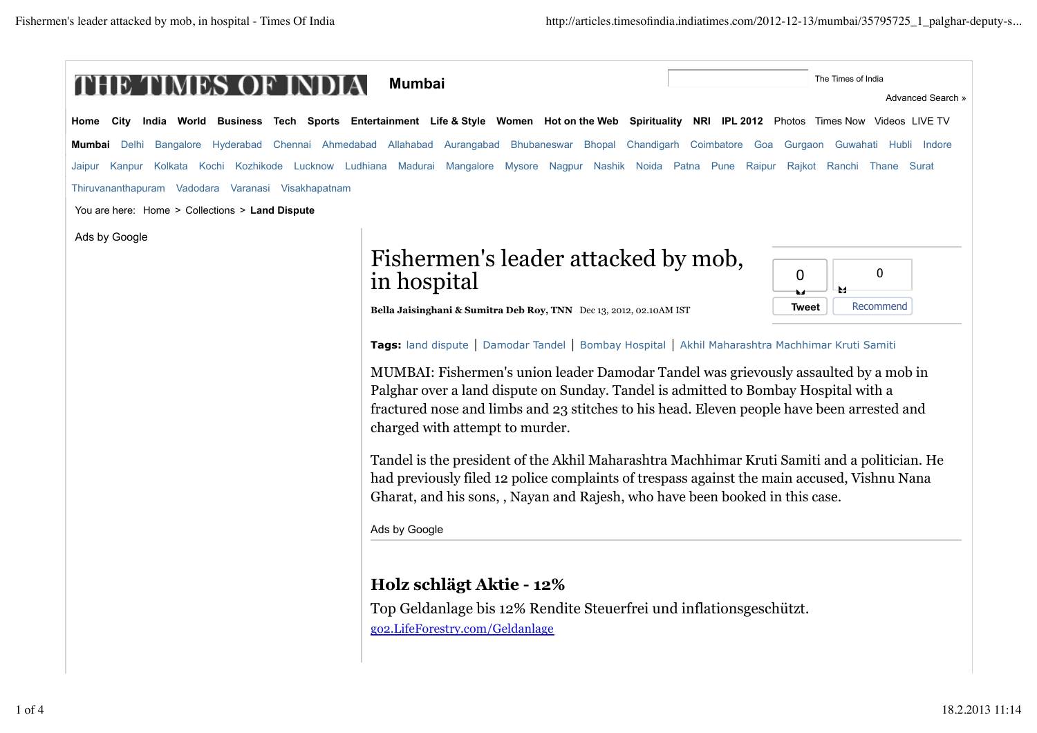THE TIMES OF INDIA **Mumbai**

The Times of India

Advanced Search »

**Home** **City** **India** **World** **Business** **Tech** **Sports** **Entertainment** **Life & Style** **Women** **Hot on the Web** **Spirituality** **NRI** **IPL 2012** Photos Times Now Videos LIVE TV

**Mumbai** Delhi Bangalore Hyderabad Chennai Ahmedabad Allahabad Aurangabad Bhubaneswar Bhopal Chandigarh Coimbatore Goa Gurgaon Guwahati Hubli Indore Jaipur Kanpur Kolkata Kochi Kozhikode Lucknow Ludhiana Madurai Mangalore Mysore Nagpur Nashik Noida Patna Pune Raipur Rajkot Ranchi Thane Surat Thiruvananthapuram Vadodara Varanasi Visakhapatnam

You are here: Home > Collections > **Land Dispute**

Ads by Google

# Fishermen's leader attacked by mob, in hospital

0 Tweet 0 Recommend

**Bella Jaisinghani & Sumitra Deb Roy, TNN** Dec 13, 2012, 02.10AM IST

**Tags:** land dispute | Damodar Tandel | Bombay Hospital | Akhil Maharashtra Machhimar Kruti Samiti

MUMBAI: Fishermen's union leader Damodar Tandel was grievously assaulted by a mob in Palghar over a land dispute on Sunday. Tandel is admitted to Bombay Hospital with a fractured nose and limbs and 23 stitches to his head. Eleven people have been arrested and charged with attempt to murder.

Tandel is the president of the Akhil Maharashtra Machhimar Kruti Samiti and a politician. He had previously filed 12 police complaints of trespass against the main accused, Vishnu Nana Gharat, and his sons, , Nayan and Rajesh, who have been booked in this case.

Ads by Google

**Holz schlägt Aktie - 12%**

Top Geldanlage bis 12% Rendite Steuerfrei und inflationsgeschützt.

go2.LifeForestry.com/Geldanlage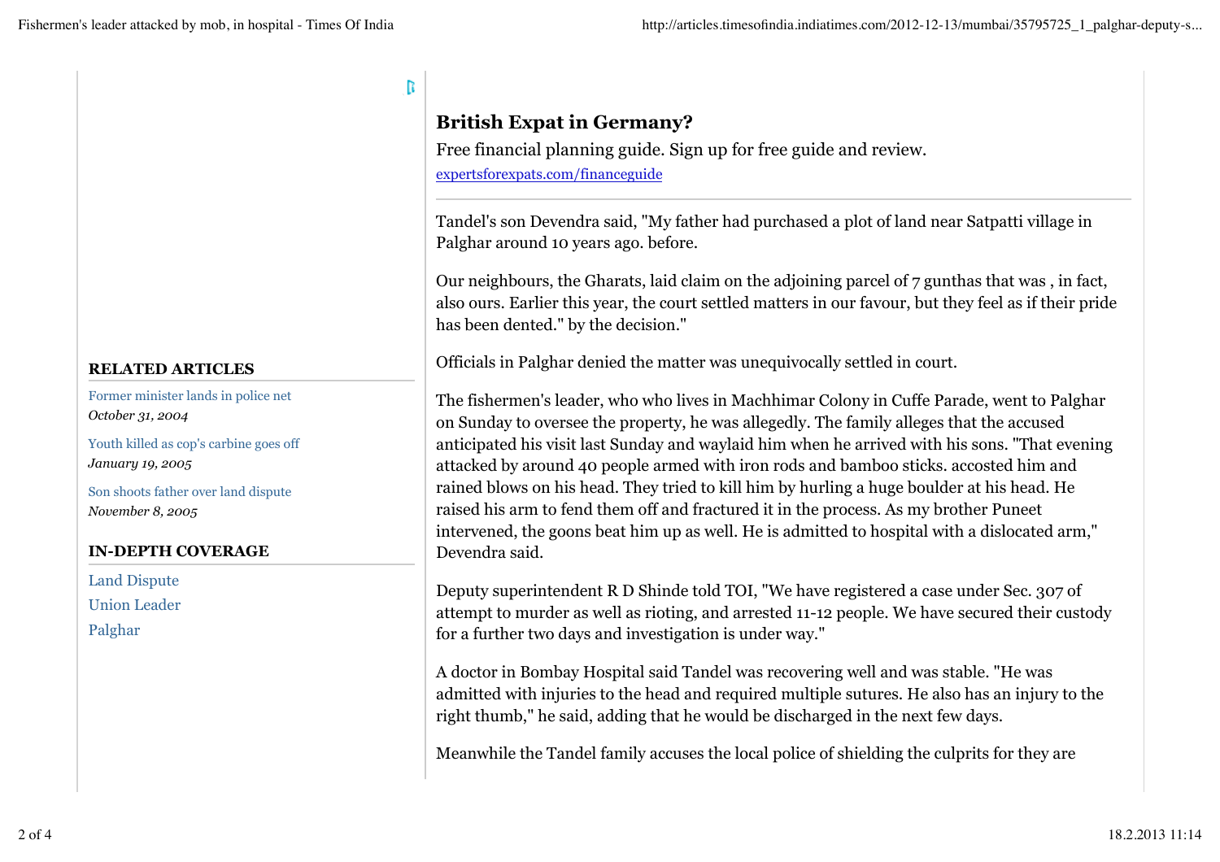## British Expat in Germany?

Free financial planning guide. Sign up for free guide and review.

expertsforexpats.com/financeguide

---

Tandel's son Devendra said, "My father had purchased a plot of land near Satpatti village in Palghar around 10 years ago. before.

Our neighbours, the Gharats, laid claim on the adjoining parcel of 7 gunthas that was , in fact, also ours. Earlier this year, the court settled matters in our favour, but they feel as if their pride has been dented." by the decision."

Officials in Palghar denied the matter was unequivocally settled in court.

The fishermen's leader, who who lives in Machhimar Colony in Cuffe Parade, went to Palghar on Sunday to oversee the property, he was allegedly. The family alleges that the accused anticipated his visit last Sunday and waylaid him when he arrived with his sons. "That evening attacked by around 40 people armed with iron rods and bamboo sticks. accosted him and rained blows on his head. They tried to kill him by hurling a huge boulder at his head. He raised his arm to fend them off and fractured it in the process. As my brother Puneet intervened, the goons beat him up as well. He is admitted to hospital with a dislocated arm," Devendra said.

Deputy superintendent R D Shinde told TOI, "We have registered a case under Sec. 307 of attempt to murder as well as rioting, and arrested 11-12 people. We have secured their custody for a further two days and investigation is under way."

A doctor in Bombay Hospital said Tandel was recovering well and was stable. "He was admitted with injuries to the head and required multiple sutures. He also has an injury to the right thumb," he said, adding that he would be discharged in the next few days.

Meanwhile the Tandel family accuses the local police of shielding the culprits for they are

### RELATED ARTICLES

Former minister lands in police net
*October 31, 2004*

Youth killed as cop's carbine goes off
*January 19, 2005*

Son shoots father over land dispute
*November 8, 2005*

### IN-DEPTH COVERAGE

Land Dispute

Union Leader

Palghar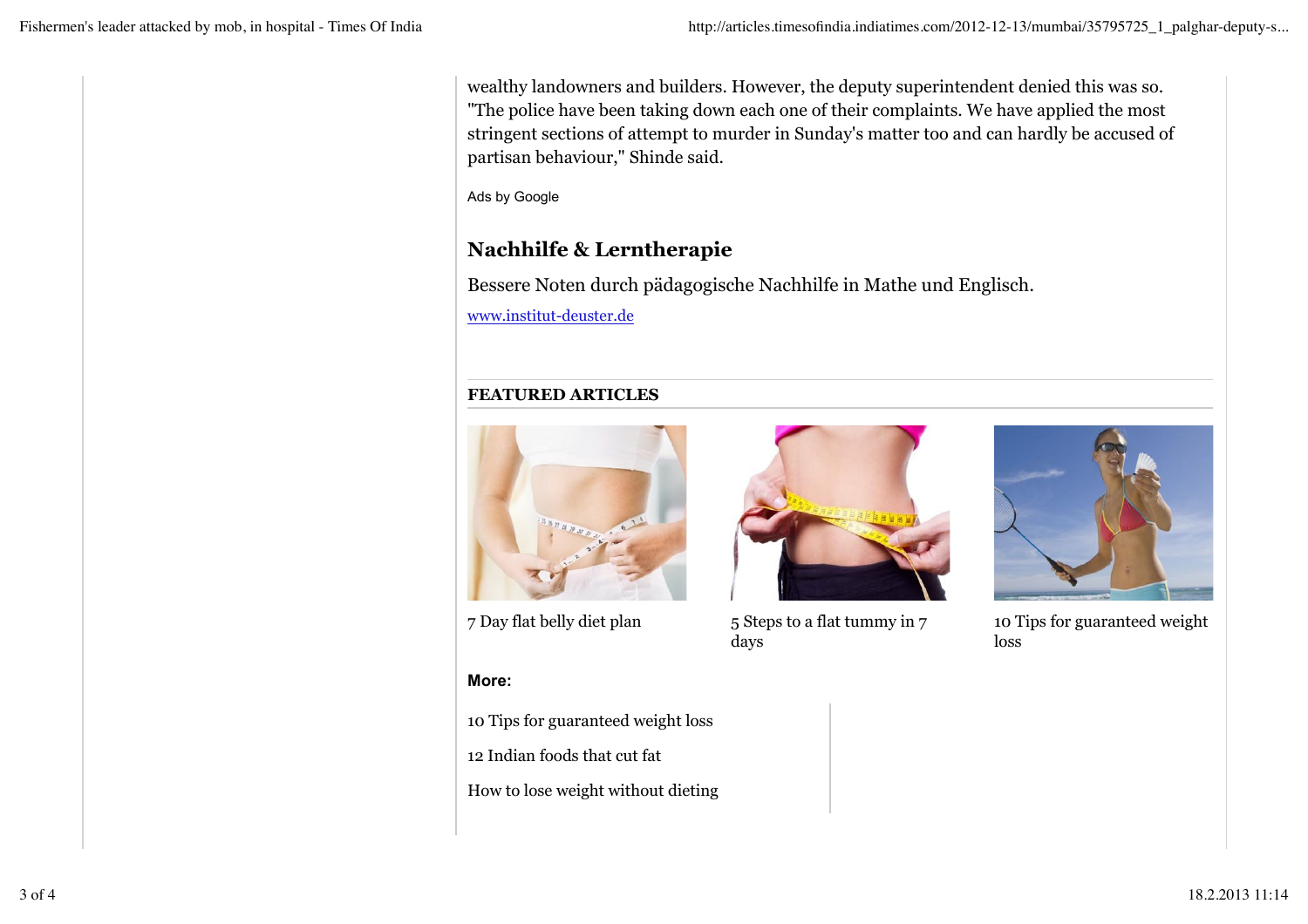wealthy landowners and builders. However, the deputy superintendent denied this was so. "The police have been taking down each one of their complaints. We have applied the most stringent sections of attempt to murder in Sunday's matter too and can hardly be accused of partisan behaviour," Shinde said.

Ads by Google

## Nachhilfe & Lerntherapie

Bessere Noten durch pädagogische Nachhilfe in Mathe und Englisch.

www.institut-deuster.de

### FEATURED ARTICLES

7 Day flat belly diet plan

5 Steps to a flat tummy in 7 days

10 Tips for guaranteed weight loss

**More:**

10 Tips for guaranteed weight loss

12 Indian foods that cut fat

How to lose weight without dieting